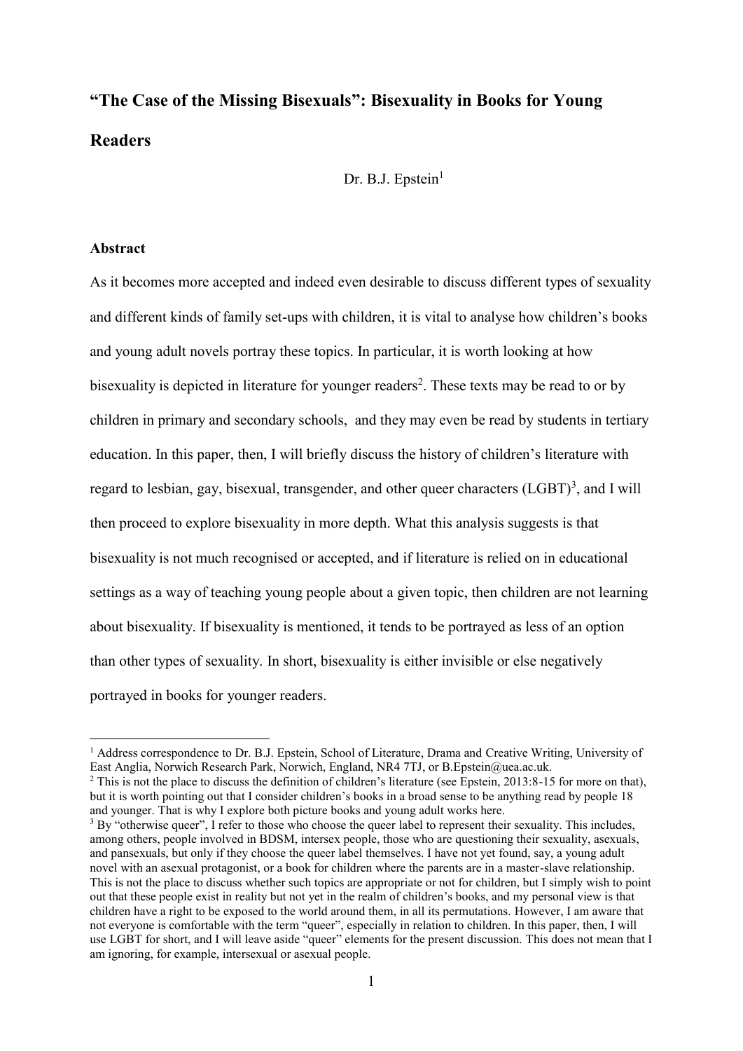# "The Case of the Missing Bisexuals": Bisexuality in Books for Young Readers

Dr. B.J. Epstein[1]

## Abstract

As it becomes more accepted and indeed even desirable to discuss different types of sexuality and different kinds of family set-ups with children, it is vital to analyse how children's books and young adult novels portray these topics. In particular, it is worth looking at how bisexuality is depicted in literature for younger readers[2]. These texts may be read to or by children in primary and secondary schools, and they may even be read by students in tertiary education. In this paper, then, I will briefly discuss the history of children's literature with regard to lesbian, gay, bisexual, transgender, and other queer characters (LGBT)[3], and I will then proceed to explore bisexuality in more depth. What this analysis suggests is that bisexuality is not much recognised or accepted, and if literature is relied on in educational settings as a way of teaching young people about a given topic, then children are not learning about bisexuality. If bisexuality is mentioned, it tends to be portrayed as less of an option than other types of sexuality. In short, bisexuality is either invisible or else negatively portrayed in books for younger readers.

---

[1] Address correspondence to Dr. B.J. Epstein, School of Literature, Drama and Creative Writing, University of East Anglia, Norwich Research Park, Norwich, England, NR4 7TJ, or B.Epstein@uea.ac.uk.

[2] This is not the place to discuss the definition of children's literature (see Epstein, 2013:8-15 for more on that), but it is worth pointing out that I consider children's books in a broad sense to be anything read by people 18 and younger. That is why I explore both picture books and young adult works here.

[3] By "otherwise queer", I refer to those who choose the queer label to represent their sexuality. This includes, among others, people involved in BDSM, intersex people, those who are questioning their sexuality, asexuals, and pansexuals, but only if they choose the queer label themselves. I have not yet found, say, a young adult novel with an asexual protagonist, or a book for children where the parents are in a master-slave relationship. This is not the place to discuss whether such topics are appropriate or not for children, but I simply wish to point out that these people exist in reality but not yet in the realm of children's books, and my personal view is that children have a right to be exposed to the world around them, in all its permutations. However, I am aware that not everyone is comfortable with the term "queer", especially in relation to children. In this paper, then, I will use LGBT for short, and I will leave aside "queer" elements for the present discussion. This does not mean that I am ignoring, for example, intersexual or asexual people.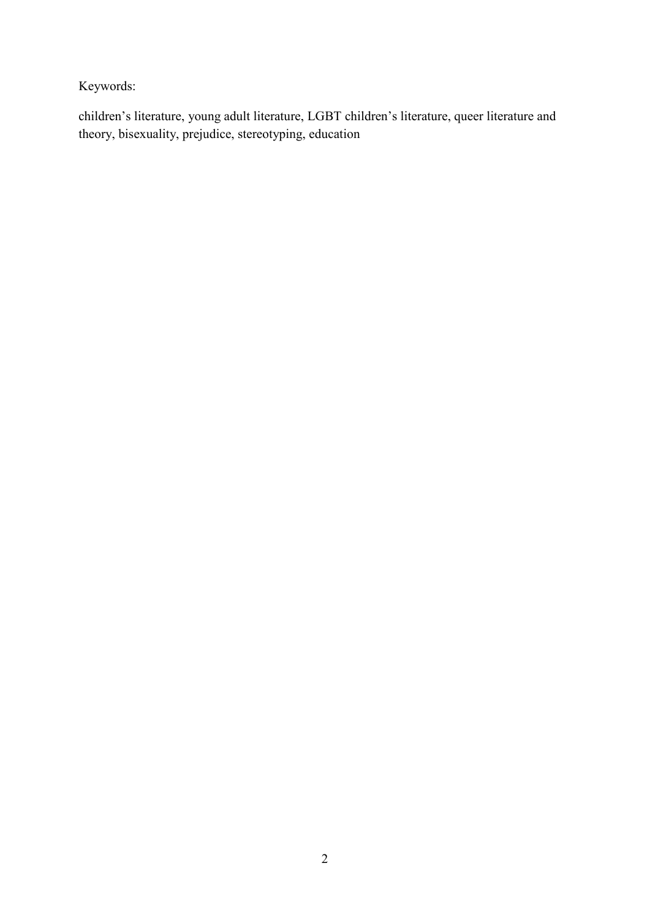Keywords:

children’s literature, young adult literature, LGBT children’s literature, queer literature and theory, bisexuality, prejudice, stereotyping, education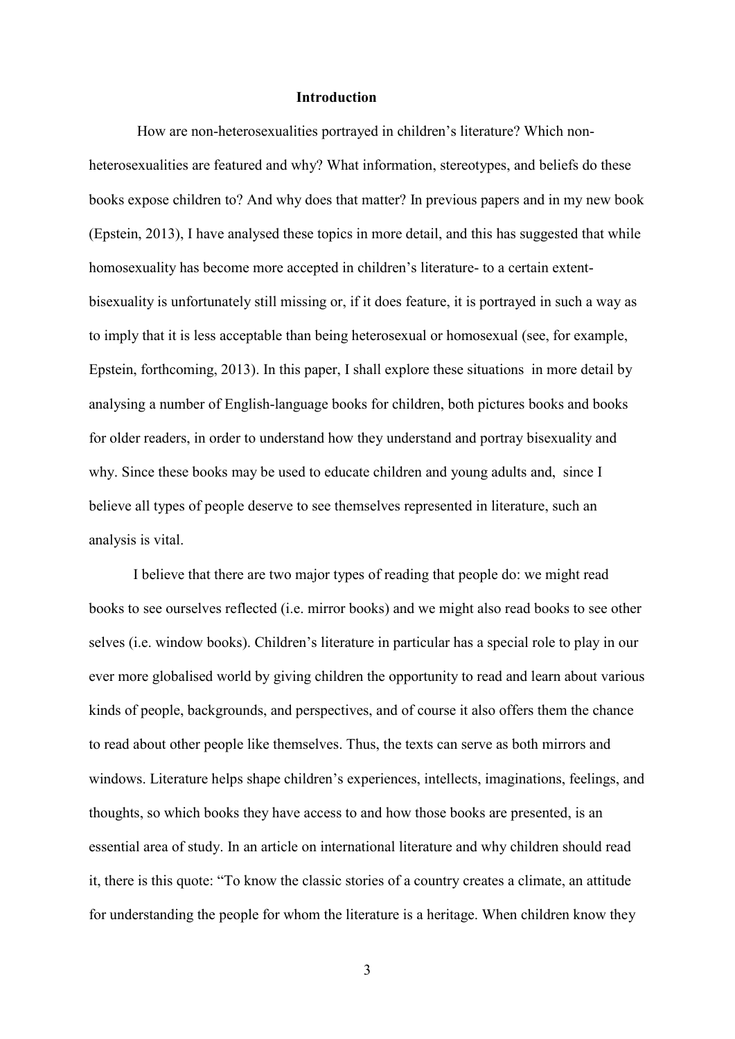## Introduction

How are non-heterosexualities portrayed in children's literature? Which non-heterosexualities are featured and why? What information, stereotypes, and beliefs do these books expose children to? And why does that matter? In previous papers and in my new book (Epstein, 2013), I have analysed these topics in more detail, and this has suggested that while homosexuality has become more accepted in children's literature- to a certain extent- bisexuality is unfortunately still missing or, if it does feature, it is portrayed in such a way as to imply that it is less acceptable than being heterosexual or homosexual (see, for example, Epstein, forthcoming, 2013). In this paper, I shall explore these situations in more detail by analysing a number of English-language books for children, both pictures books and books for older readers, in order to understand how they understand and portray bisexuality and why. Since these books may be used to educate children and young adults and, since I believe all types of people deserve to see themselves represented in literature, such an analysis is vital.

I believe that there are two major types of reading that people do: we might read books to see ourselves reflected (i.e. mirror books) and we might also read books to see other selves (i.e. window books). Children's literature in particular has a special role to play in our ever more globalised world by giving children the opportunity to read and learn about various kinds of people, backgrounds, and perspectives, and of course it also offers them the chance to read about other people like themselves. Thus, the texts can serve as both mirrors and windows. Literature helps shape children's experiences, intellects, imaginations, feelings, and thoughts, so which books they have access to and how those books are presented, is an essential area of study. In an article on international literature and why children should read it, there is this quote: "To know the classic stories of a country creates a climate, an attitude for understanding the people for whom the literature is a heritage. When children know they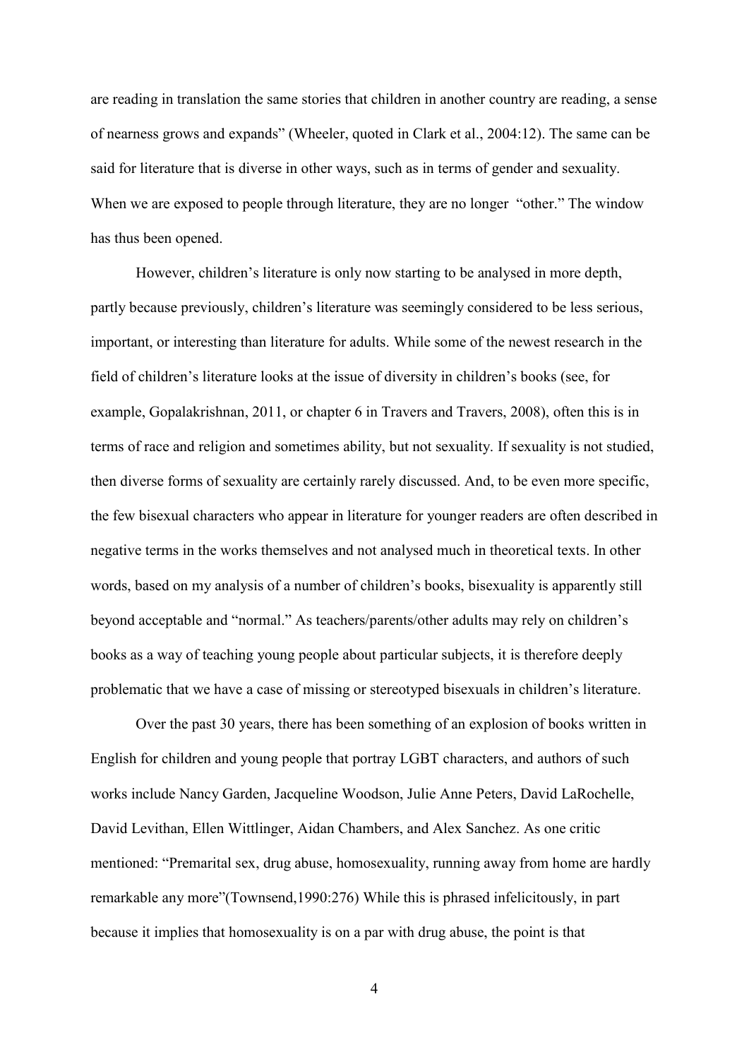are reading in translation the same stories that children in another country are reading, a sense of nearness grows and expands" (Wheeler, quoted in Clark et al., 2004:12). The same can be said for literature that is diverse in other ways, such as in terms of gender and sexuality. When we are exposed to people through literature, they are no longer "other." The window has thus been opened.

However, children's literature is only now starting to be analysed in more depth, partly because previously, children's literature was seemingly considered to be less serious, important, or interesting than literature for adults. While some of the newest research in the field of children's literature looks at the issue of diversity in children's books (see, for example, Gopalakrishnan, 2011, or chapter 6 in Travers and Travers, 2008), often this is in terms of race and religion and sometimes ability, but not sexuality. If sexuality is not studied, then diverse forms of sexuality are certainly rarely discussed. And, to be even more specific, the few bisexual characters who appear in literature for younger readers are often described in negative terms in the works themselves and not analysed much in theoretical texts. In other words, based on my analysis of a number of children's books, bisexuality is apparently still beyond acceptable and "normal." As teachers/parents/other adults may rely on children's books as a way of teaching young people about particular subjects, it is therefore deeply problematic that we have a case of missing or stereotyped bisexuals in children's literature.

Over the past 30 years, there has been something of an explosion of books written in English for children and young people that portray LGBT characters, and authors of such works include Nancy Garden, Jacqueline Woodson, Julie Anne Peters, David LaRochelle, David Levithan, Ellen Wittlinger, Aidan Chambers, and Alex Sanchez. As one critic mentioned: "Premarital sex, drug abuse, homosexuality, running away from home are hardly remarkable any more"(Townsend,1990:276) While this is phrased infelicitously, in part because it implies that homosexuality is on a par with drug abuse, the point is that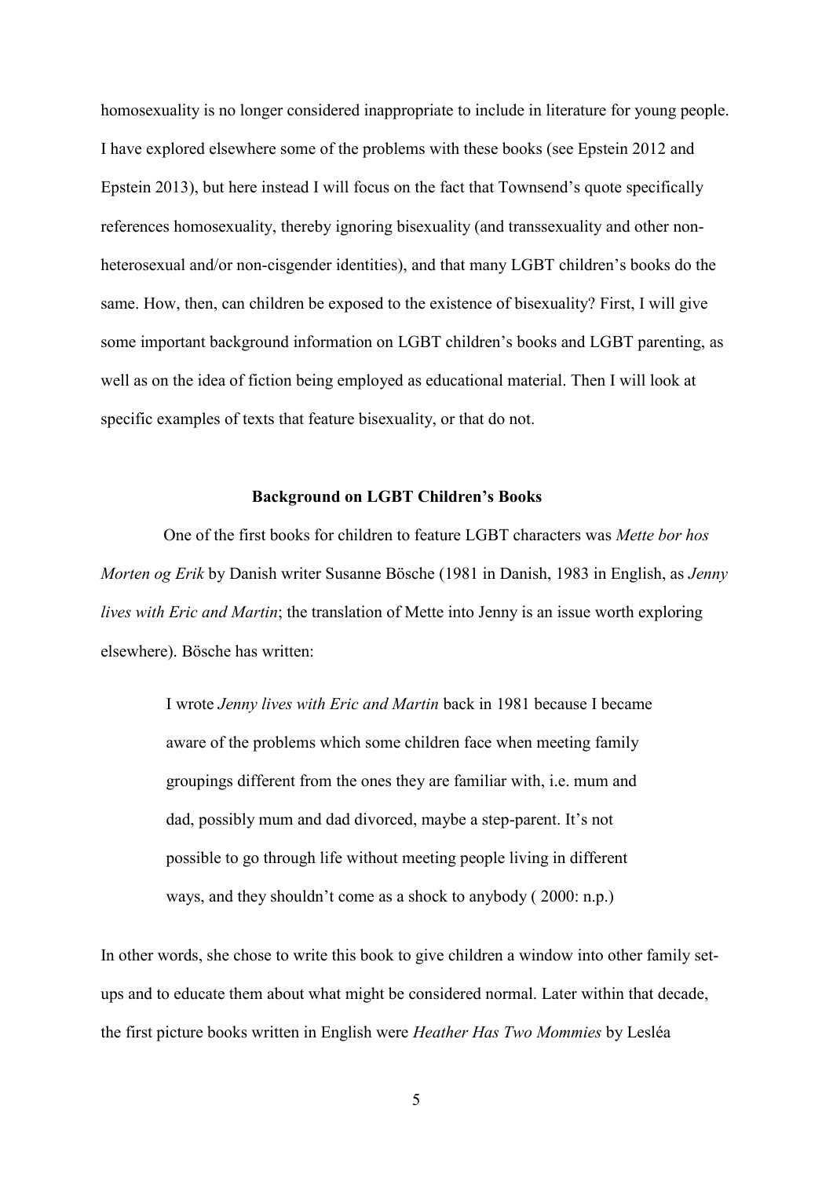homosexuality is no longer considered inappropriate to include in literature for young people. I have explored elsewhere some of the problems with these books (see Epstein 2012 and Epstein 2013), but here instead I will focus on the fact that Townsend's quote specifically references homosexuality, thereby ignoring bisexuality (and transsexuality and other non-heterosexual and/or non-cisgender identities), and that many LGBT children's books do the same. How, then, can children be exposed to the existence of bisexuality? First, I will give some important background information on LGBT children's books and LGBT parenting, as well as on the idea of fiction being employed as educational material. Then I will look at specific examples of texts that feature bisexuality, or that do not.

## Background on LGBT Children's Books

One of the first books for children to feature LGBT characters was *Mette bor hos Morten og Erik* by Danish writer Susanne Bösche (1981 in Danish, 1983 in English, as *Jenny lives with Eric and Martin*; the translation of Mette into Jenny is an issue worth exploring elsewhere). Bösche has written:

> I wrote *Jenny lives with Eric and Martin* back in 1981 because I became aware of the problems which some children face when meeting family groupings different from the ones they are familiar with, i.e. mum and dad, possibly mum and dad divorced, maybe a step-parent. It's not possible to go through life without meeting people living in different ways, and they shouldn't come as a shock to anybody ( 2000: n.p.)

In other words, she chose to write this book to give children a window into other family set-ups and to educate them about what might be considered normal. Later within that decade, the first picture books written in English were *Heather Has Two Mommies* by Lesléa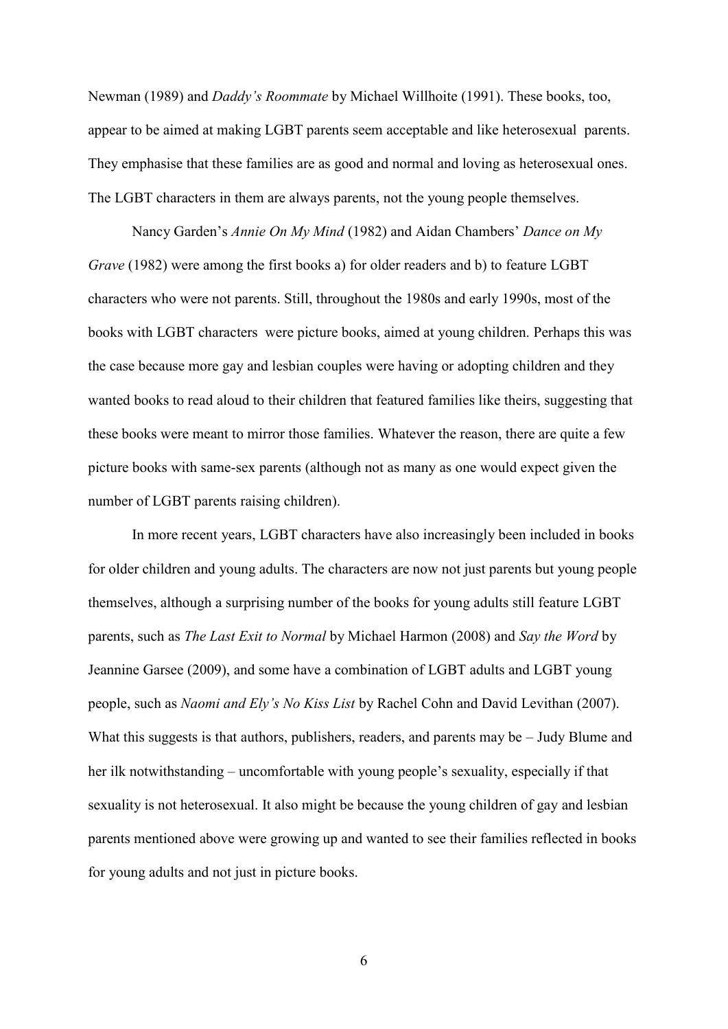Newman (1989) and *Daddy's Roommate* by Michael Willhoite (1991). These books, too, appear to be aimed at making LGBT parents seem acceptable and like heterosexual parents. They emphasise that these families are as good and normal and loving as heterosexual ones. The LGBT characters in them are always parents, not the young people themselves.

Nancy Garden's *Annie On My Mind* (1982) and Aidan Chambers' *Dance on My Grave* (1982) were among the first books a) for older readers and b) to feature LGBT characters who were not parents. Still, throughout the 1980s and early 1990s, most of the books with LGBT characters were picture books, aimed at young children. Perhaps this was the case because more gay and lesbian couples were having or adopting children and they wanted books to read aloud to their children that featured families like theirs, suggesting that these books were meant to mirror those families. Whatever the reason, there are quite a few picture books with same-sex parents (although not as many as one would expect given the number of LGBT parents raising children).

In more recent years, LGBT characters have also increasingly been included in books for older children and young adults. The characters are now not just parents but young people themselves, although a surprising number of the books for young adults still feature LGBT parents, such as *The Last Exit to Normal* by Michael Harmon (2008) and *Say the Word* by Jeannine Garsee (2009), and some have a combination of LGBT adults and LGBT young people, such as *Naomi and Ely's No Kiss List* by Rachel Cohn and David Levithan (2007). What this suggests is that authors, publishers, readers, and parents may be – Judy Blume and her ilk notwithstanding – uncomfortable with young people's sexuality, especially if that sexuality is not heterosexual. It also might be because the young children of gay and lesbian parents mentioned above were growing up and wanted to see their families reflected in books for young adults and not just in picture books.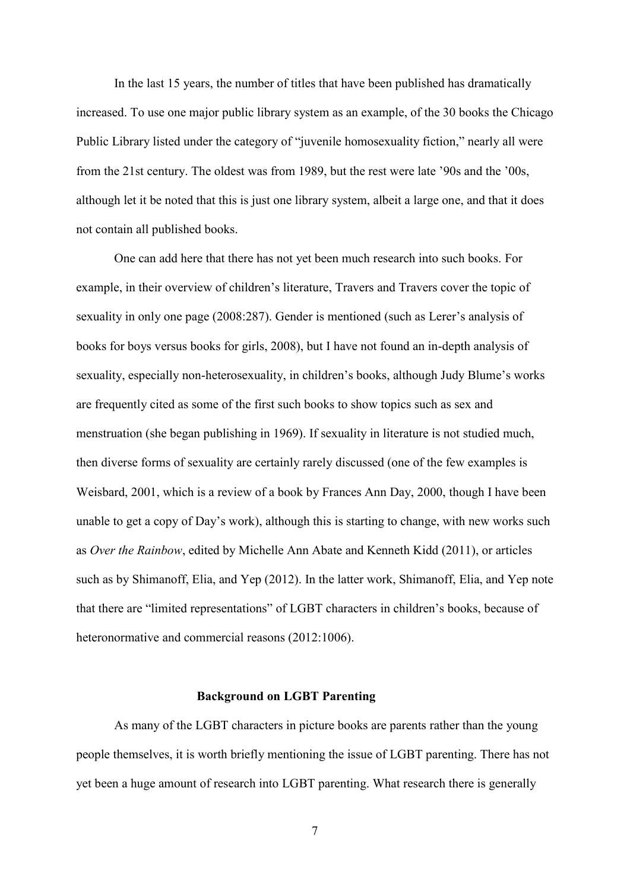In the last 15 years, the number of titles that have been published has dramatically increased. To use one major public library system as an example, of the 30 books the Chicago Public Library listed under the category of "juvenile homosexuality fiction," nearly all were from the 21st century. The oldest was from 1989, but the rest were late '90s and the '00s, although let it be noted that this is just one library system, albeit a large one, and that it does not contain all published books.

One can add here that there has not yet been much research into such books. For example, in their overview of children's literature, Travers and Travers cover the topic of sexuality in only one page (2008:287). Gender is mentioned (such as Lerer's analysis of books for boys versus books for girls, 2008), but I have not found an in-depth analysis of sexuality, especially non-heterosexuality, in children's books, although Judy Blume's works are frequently cited as some of the first such books to show topics such as sex and menstruation (she began publishing in 1969). If sexuality in literature is not studied much, then diverse forms of sexuality are certainly rarely discussed (one of the few examples is Weisbard, 2001, which is a review of a book by Frances Ann Day, 2000, though I have been unable to get a copy of Day's work), although this is starting to change, with new works such as *Over the Rainbow*, edited by Michelle Ann Abate and Kenneth Kidd (2011), or articles such as by Shimanoff, Elia, and Yep (2012). In the latter work, Shimanoff, Elia, and Yep note that there are "limited representations" of LGBT characters in children's books, because of heteronormative and commercial reasons (2012:1006).

## Background on LGBT Parenting

As many of the LGBT characters in picture books are parents rather than the young people themselves, it is worth briefly mentioning the issue of LGBT parenting. There has not yet been a huge amount of research into LGBT parenting. What research there is generally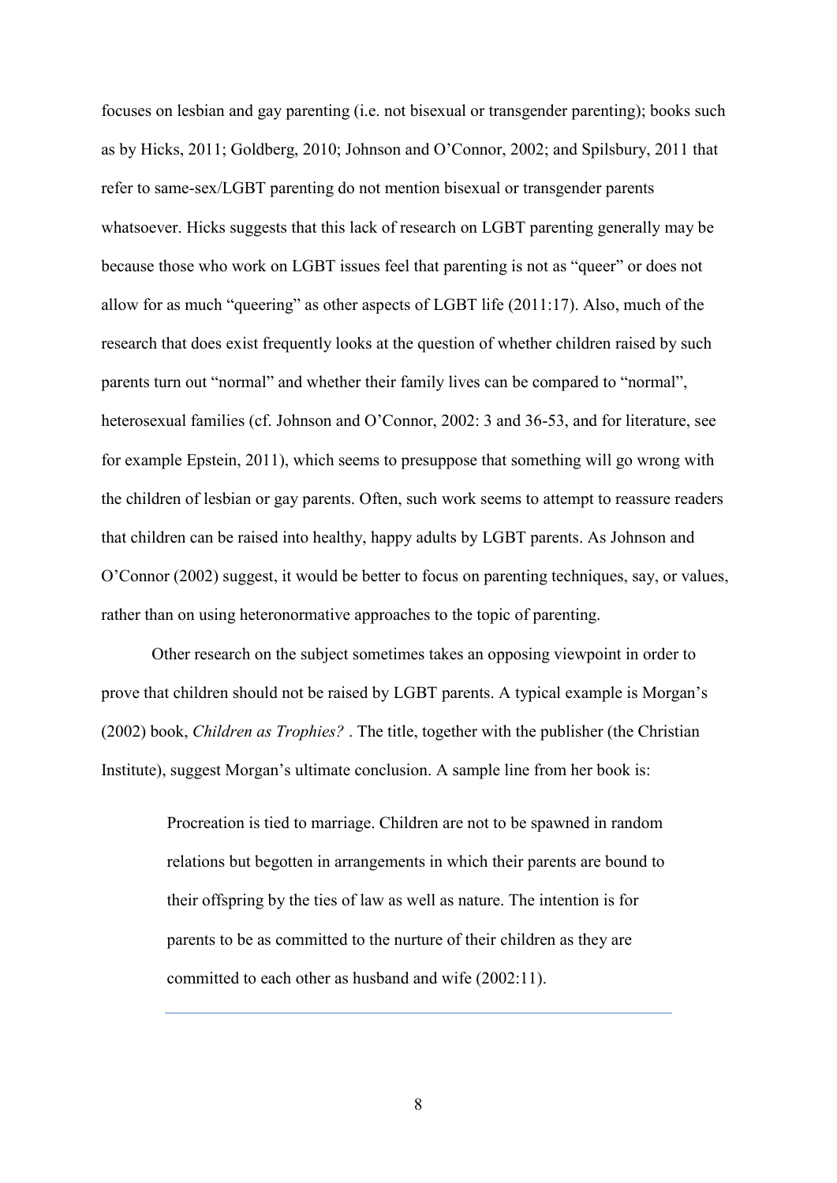focuses on lesbian and gay parenting (i.e. not bisexual or transgender parenting); books such as by Hicks, 2011; Goldberg, 2010; Johnson and O'Connor, 2002; and Spilsbury, 2011 that refer to same-sex/LGBT parenting do not mention bisexual or transgender parents whatsoever. Hicks suggests that this lack of research on LGBT parenting generally may be because those who work on LGBT issues feel that parenting is not as "queer" or does not allow for as much "queering" as other aspects of LGBT life (2011:17). Also, much of the research that does exist frequently looks at the question of whether children raised by such parents turn out "normal" and whether their family lives can be compared to "normal", heterosexual families (cf. Johnson and O'Connor, 2002: 3 and 36-53, and for literature, see for example Epstein, 2011), which seems to presuppose that something will go wrong with the children of lesbian or gay parents. Often, such work seems to attempt to reassure readers that children can be raised into healthy, happy adults by LGBT parents. As Johnson and O'Connor (2002) suggest, it would be better to focus on parenting techniques, say, or values, rather than on using heteronormative approaches to the topic of parenting.

Other research on the subject sometimes takes an opposing viewpoint in order to prove that children should not be raised by LGBT parents. A typical example is Morgan's (2002) book, *Children as Trophies?* . The title, together with the publisher (the Christian Institute), suggest Morgan's ultimate conclusion. A sample line from her book is:

> Procreation is tied to marriage. Children are not to be spawned in random relations but begotten in arrangements in which their parents are bound to their offspring by the ties of law as well as nature. The intention is for parents to be as committed to the nurture of their children as they are committed to each other as husband and wife (2002:11).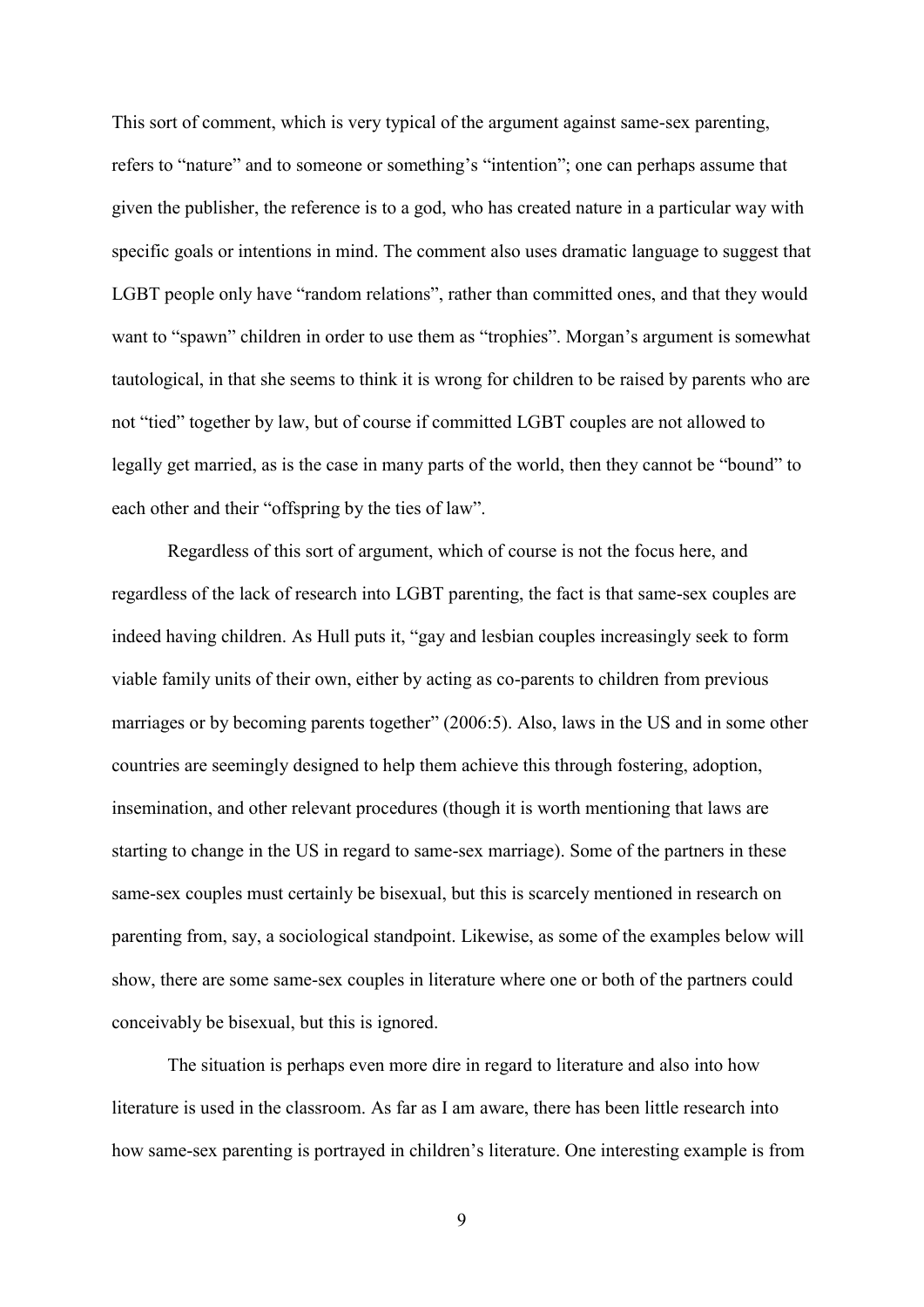This sort of comment, which is very typical of the argument against same-sex parenting, refers to "nature" and to someone or something's "intention"; one can perhaps assume that given the publisher, the reference is to a god, who has created nature in a particular way with specific goals or intentions in mind. The comment also uses dramatic language to suggest that LGBT people only have "random relations", rather than committed ones, and that they would want to "spawn" children in order to use them as "trophies". Morgan's argument is somewhat tautological, in that she seems to think it is wrong for children to be raised by parents who are not "tied" together by law, but of course if committed LGBT couples are not allowed to legally get married, as is the case in many parts of the world, then they cannot be "bound" to each other and their "offspring by the ties of law".

Regardless of this sort of argument, which of course is not the focus here, and regardless of the lack of research into LGBT parenting, the fact is that same-sex couples are indeed having children. As Hull puts it, "gay and lesbian couples increasingly seek to form viable family units of their own, either by acting as co-parents to children from previous marriages or by becoming parents together" (2006:5). Also, laws in the US and in some other countries are seemingly designed to help them achieve this through fostering, adoption, insemination, and other relevant procedures (though it is worth mentioning that laws are starting to change in the US in regard to same-sex marriage). Some of the partners in these same-sex couples must certainly be bisexual, but this is scarcely mentioned in research on parenting from, say, a sociological standpoint. Likewise, as some of the examples below will show, there are some same-sex couples in literature where one or both of the partners could conceivably be bisexual, but this is ignored.

The situation is perhaps even more dire in regard to literature and also into how literature is used in the classroom. As far as I am aware, there has been little research into how same-sex parenting is portrayed in children's literature. One interesting example is from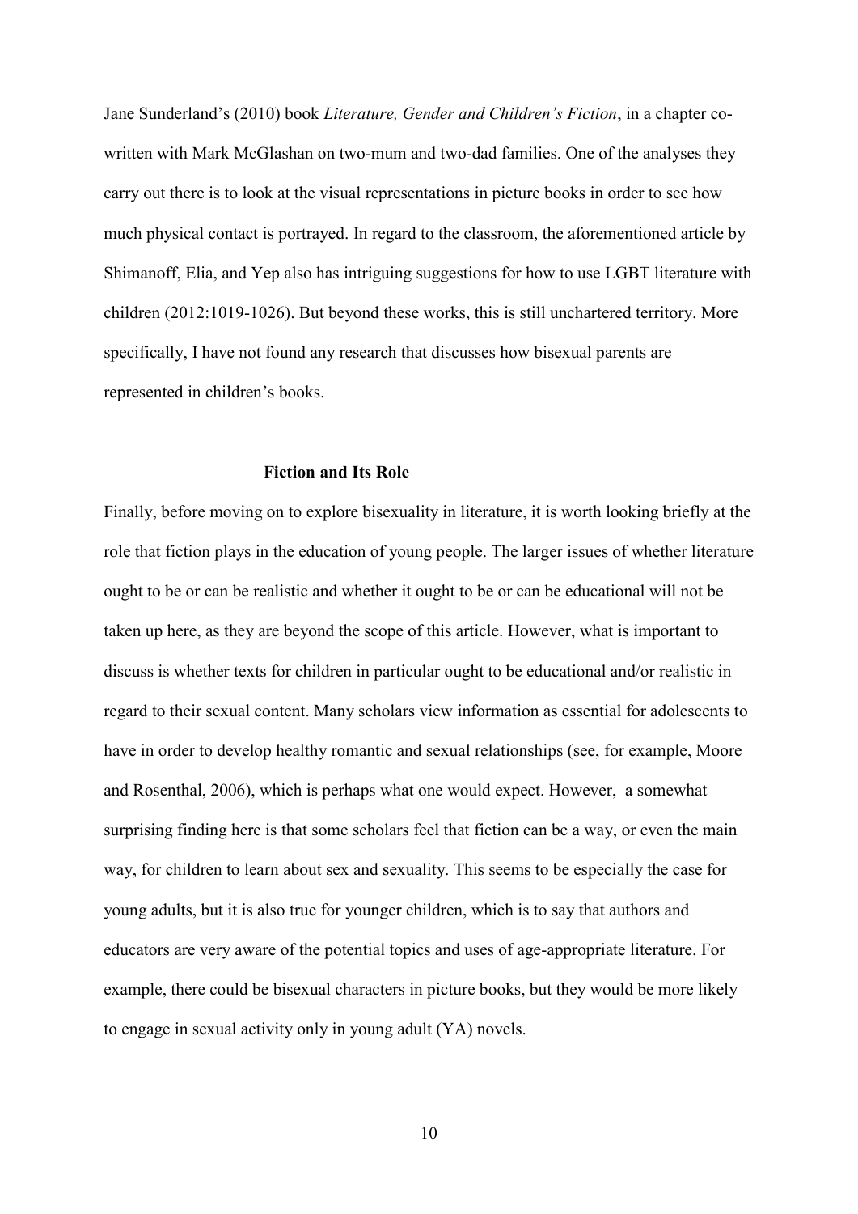Jane Sunderland's (2010) book *Literature, Gender and Children's Fiction*, in a chapter co-written with Mark McGlashan on two-mum and two-dad families. One of the analyses they carry out there is to look at the visual representations in picture books in order to see how much physical contact is portrayed. In regard to the classroom, the aforementioned article by Shimanoff, Elia, and Yep also has intriguing suggestions for how to use LGBT literature with children (2012:1019-1026). But beyond these works, this is still unchartered territory. More specifically, I have not found any research that discusses how bisexual parents are represented in children's books.

## Fiction and Its Role

Finally, before moving on to explore bisexuality in literature, it is worth looking briefly at the role that fiction plays in the education of young people. The larger issues of whether literature ought to be or can be realistic and whether it ought to be or can be educational will not be taken up here, as they are beyond the scope of this article. However, what is important to discuss is whether texts for children in particular ought to be educational and/or realistic in regard to their sexual content. Many scholars view information as essential for adolescents to have in order to develop healthy romantic and sexual relationships (see, for example, Moore and Rosenthal, 2006), which is perhaps what one would expect. However, a somewhat surprising finding here is that some scholars feel that fiction can be a way, or even the main way, for children to learn about sex and sexuality. This seems to be especially the case for young adults, but it is also true for younger children, which is to say that authors and educators are very aware of the potential topics and uses of age-appropriate literature. For example, there could be bisexual characters in picture books, but they would be more likely to engage in sexual activity only in young adult (YA) novels.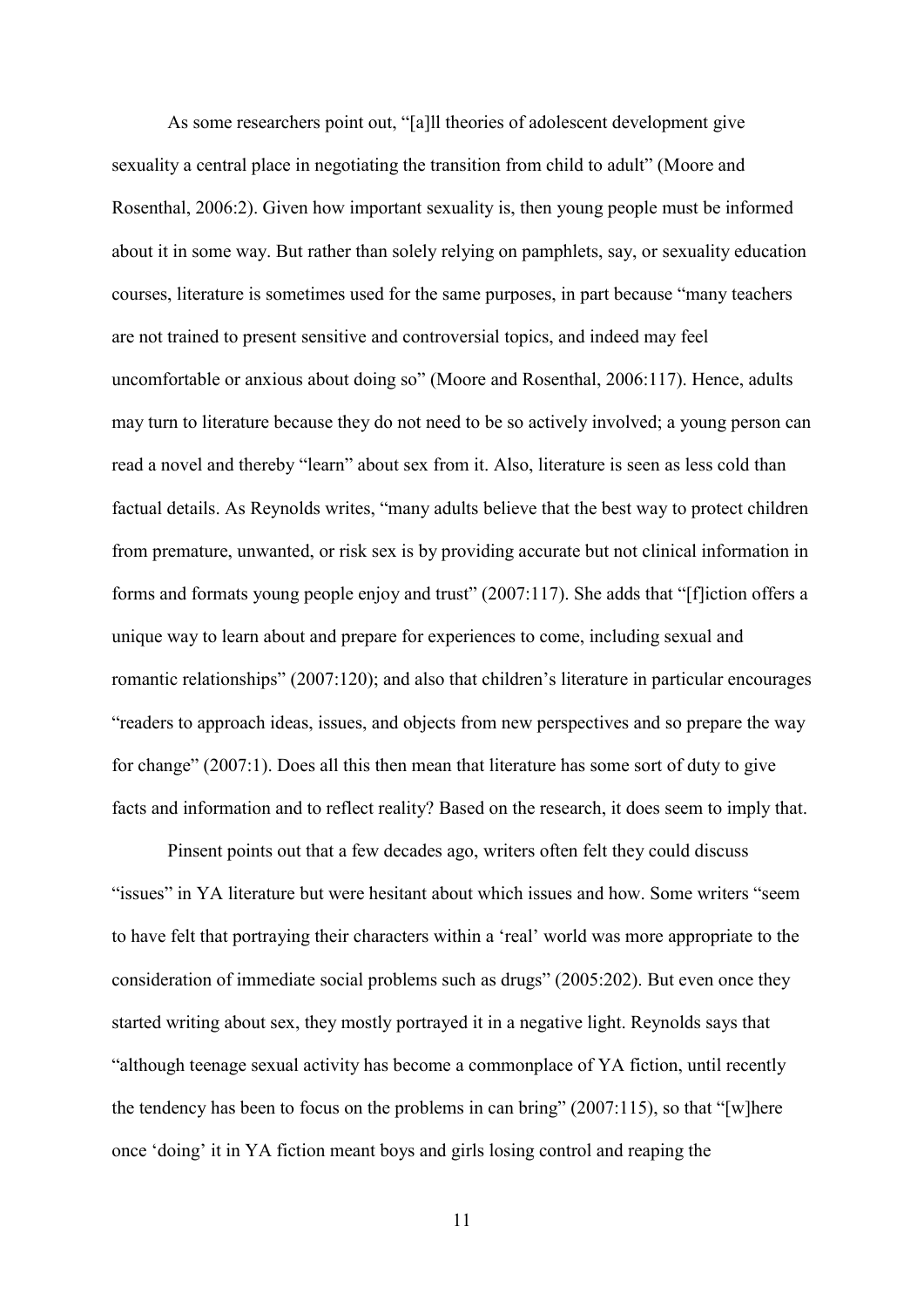As some researchers point out, "[a]ll theories of adolescent development give sexuality a central place in negotiating the transition from child to adult" (Moore and Rosenthal, 2006:2). Given how important sexuality is, then young people must be informed about it in some way. But rather than solely relying on pamphlets, say, or sexuality education courses, literature is sometimes used for the same purposes, in part because "many teachers are not trained to present sensitive and controversial topics, and indeed may feel uncomfortable or anxious about doing so" (Moore and Rosenthal, 2006:117). Hence, adults may turn to literature because they do not need to be so actively involved; a young person can read a novel and thereby "learn" about sex from it. Also, literature is seen as less cold than factual details. As Reynolds writes, "many adults believe that the best way to protect children from premature, unwanted, or risk sex is by providing accurate but not clinical information in forms and formats young people enjoy and trust" (2007:117). She adds that "[f]iction offers a unique way to learn about and prepare for experiences to come, including sexual and romantic relationships" (2007:120); and also that children's literature in particular encourages "readers to approach ideas, issues, and objects from new perspectives and so prepare the way for change" (2007:1). Does all this then mean that literature has some sort of duty to give facts and information and to reflect reality? Based on the research, it does seem to imply that.

Pinsent points out that a few decades ago, writers often felt they could discuss "issues" in YA literature but were hesitant about which issues and how. Some writers "seem to have felt that portraying their characters within a 'real' world was more appropriate to the consideration of immediate social problems such as drugs" (2005:202). But even once they started writing about sex, they mostly portrayed it in a negative light. Reynolds says that "although teenage sexual activity has become a commonplace of YA fiction, until recently the tendency has been to focus on the problems in can bring" (2007:115), so that "[w]here once 'doing' it in YA fiction meant boys and girls losing control and reaping the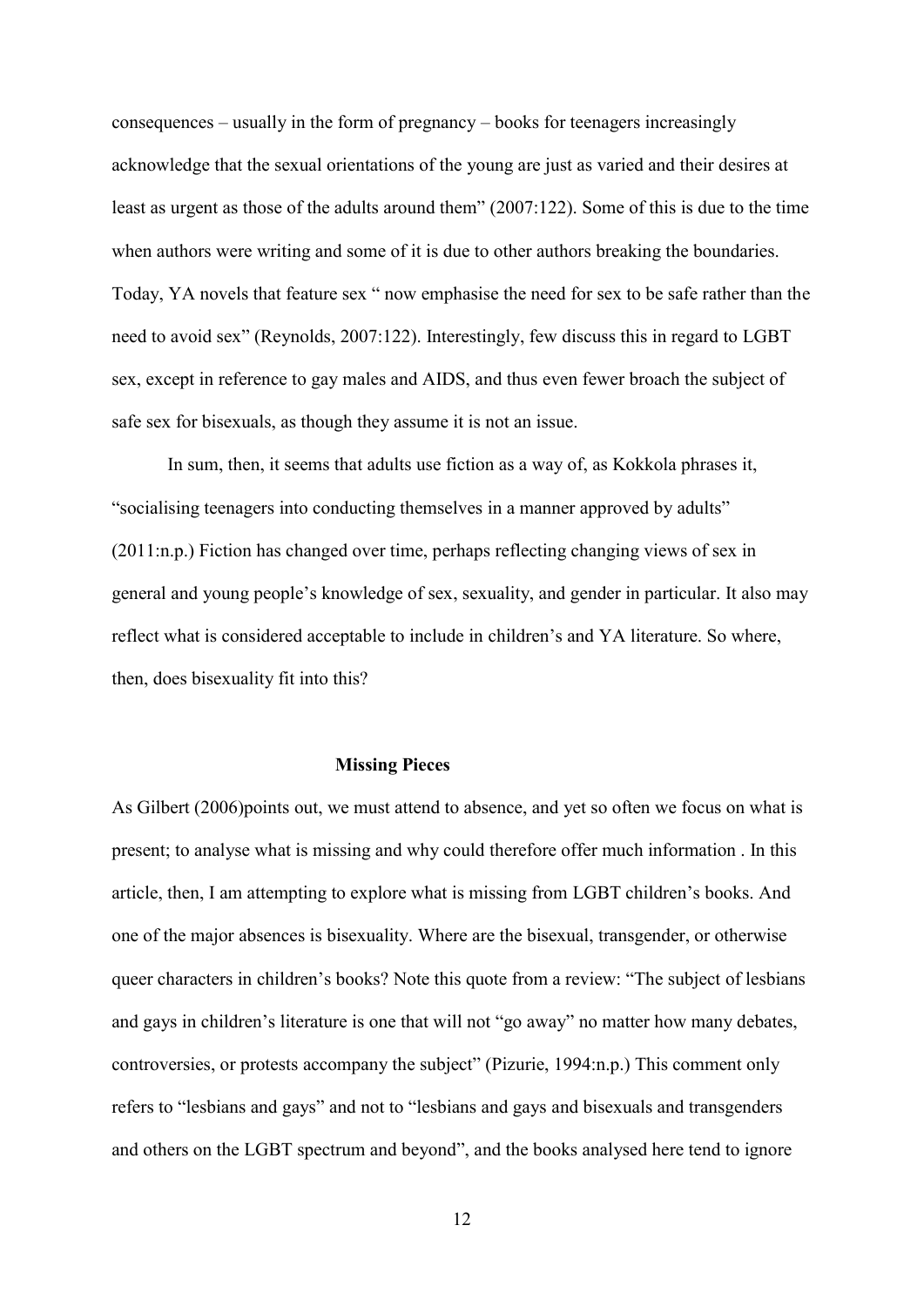consequences – usually in the form of pregnancy – books for teenagers increasingly acknowledge that the sexual orientations of the young are just as varied and their desires at least as urgent as those of the adults around them" (2007:122). Some of this is due to the time when authors were writing and some of it is due to other authors breaking the boundaries. Today, YA novels that feature sex " now emphasise the need for sex to be safe rather than the need to avoid sex" (Reynolds, 2007:122). Interestingly, few discuss this in regard to LGBT sex, except in reference to gay males and AIDS, and thus even fewer broach the subject of safe sex for bisexuals, as though they assume it is not an issue.

In sum, then, it seems that adults use fiction as a way of, as Kokkola phrases it, "socialising teenagers into conducting themselves in a manner approved by adults" (2011:n.p.) Fiction has changed over time, perhaps reflecting changing views of sex in general and young people's knowledge of sex, sexuality, and gender in particular. It also may reflect what is considered acceptable to include in children's and YA literature. So where, then, does bisexuality fit into this?

## Missing Pieces

As Gilbert (2006)points out, we must attend to absence, and yet so often we focus on what is present; to analyse what is missing and why could therefore offer much information . In this article, then, I am attempting to explore what is missing from LGBT children's books. And one of the major absences is bisexuality. Where are the bisexual, transgender, or otherwise queer characters in children's books? Note this quote from a review: "The subject of lesbians and gays in children's literature is one that will not "go away" no matter how many debates, controversies, or protests accompany the subject" (Pizurie, 1994:n.p.) This comment only refers to "lesbians and gays" and not to "lesbians and gays and bisexuals and transgenders and others on the LGBT spectrum and beyond", and the books analysed here tend to ignore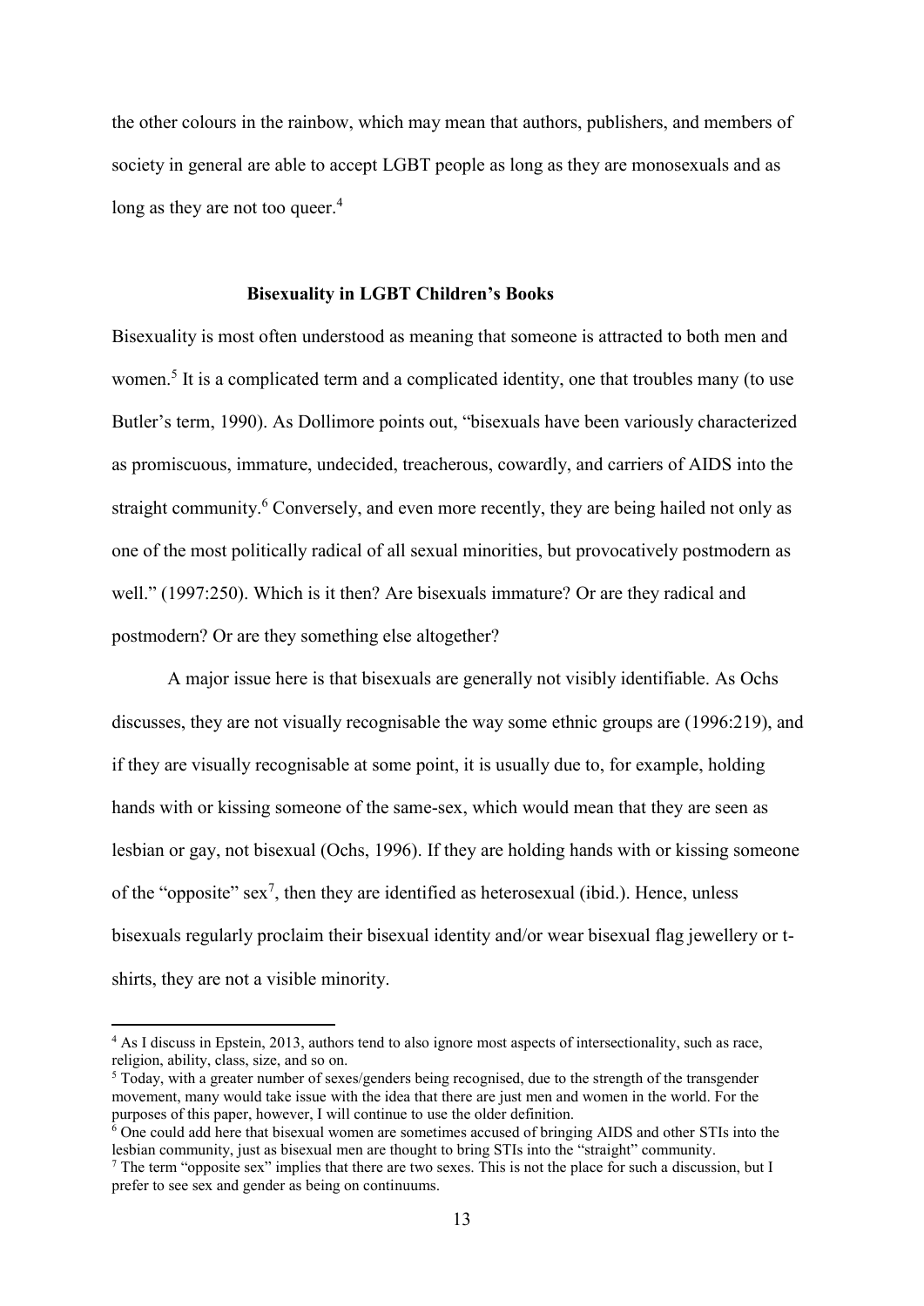the other colours in the rainbow, which may mean that authors, publishers, and members of society in general are able to accept LGBT people as long as they are monosexuals and as long as they are not too queer.[4]

## Bisexuality in LGBT Children's Books

Bisexuality is most often understood as meaning that someone is attracted to both men and women.[5] It is a complicated term and a complicated identity, one that troubles many (to use Butler's term, 1990). As Dollimore points out, "bisexuals have been variously characterized as promiscuous, immature, undecided, treacherous, cowardly, and carriers of AIDS into the straight community.[6] Conversely, and even more recently, they are being hailed not only as one of the most politically radical of all sexual minorities, but provocatively postmodern as well." (1997:250). Which is it then? Are bisexuals immature? Or are they radical and postmodern? Or are they something else altogether?

A major issue here is that bisexuals are generally not visibly identifiable. As Ochs discusses, they are not visually recognisable the way some ethnic groups are (1996:219), and if they are visually recognisable at some point, it is usually due to, for example, holding hands with or kissing someone of the same-sex, which would mean that they are seen as lesbian or gay, not bisexual (Ochs, 1996). If they are holding hands with or kissing someone of the "opposite" sex[7], then they are identified as heterosexual (ibid.). Hence, unless bisexuals regularly proclaim their bisexual identity and/or wear bisexual flag jewellery or t-shirts, they are not a visible minority.

---

[4] As I discuss in Epstein, 2013, authors tend to also ignore most aspects of intersectionality, such as race, religion, ability, class, size, and so on.

[5] Today, with a greater number of sexes/genders being recognised, due to the strength of the transgender movement, many would take issue with the idea that there are just men and women in the world. For the purposes of this paper, however, I will continue to use the older definition.

[6] One could add here that bisexual women are sometimes accused of bringing AIDS and other STIs into the lesbian community, just as bisexual men are thought to bring STIs into the "straight" community.

[7] The term "opposite sex" implies that there are two sexes. This is not the place for such a discussion, but I prefer to see sex and gender as being on continuums.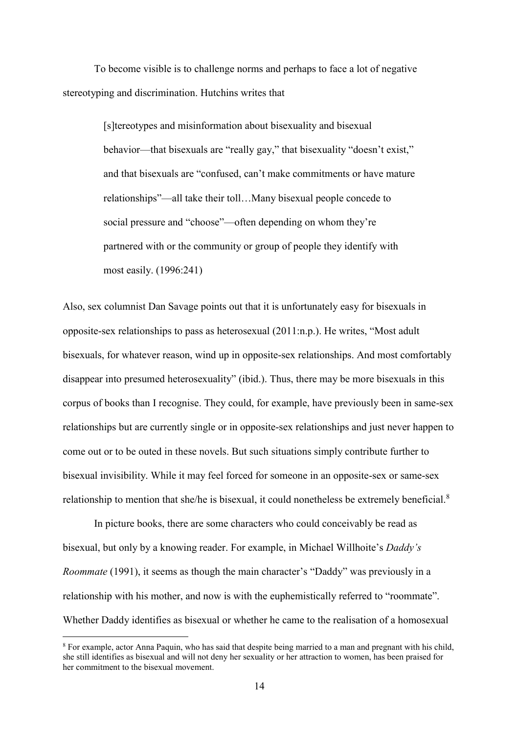To become visible is to challenge norms and perhaps to face a lot of negative stereotyping and discrimination. Hutchins writes that

> [s]tereotypes and misinformation about bisexuality and bisexual behavior—that bisexuals are "really gay," that bisexuality "doesn't exist," and that bisexuals are "confused, can't make commitments or have mature relationships"—all take their toll…Many bisexual people concede to social pressure and "choose"—often depending on whom they're partnered with or the community or group of people they identify with most easily. (1996:241)

Also, sex columnist Dan Savage points out that it is unfortunately easy for bisexuals in opposite-sex relationships to pass as heterosexual (2011:n.p.). He writes, "Most adult bisexuals, for whatever reason, wind up in opposite-sex relationships. And most comfortably disappear into presumed heterosexuality" (ibid.). Thus, there may be more bisexuals in this corpus of books than I recognise. They could, for example, have previously been in same-sex relationships but are currently single or in opposite-sex relationships and just never happen to come out or to be outed in these novels. But such situations simply contribute further to bisexual invisibility. While it may feel forced for someone in an opposite-sex or same-sex relationship to mention that she/he is bisexual, it could nonetheless be extremely beneficial.[8]

In picture books, there are some characters who could conceivably be read as bisexual, but only by a knowing reader. For example, in Michael Willhoite's *Daddy's Roommate* (1991), it seems as though the main character's "Daddy" was previously in a relationship with his mother, and now is with the euphemistically referred to "roommate". Whether Daddy identifies as bisexual or whether he came to the realisation of a homosexual

[8] For example, actor Anna Paquin, who has said that despite being married to a man and pregnant with his child, she still identifies as bisexual and will not deny her sexuality or her attraction to women, has been praised for her commitment to the bisexual movement.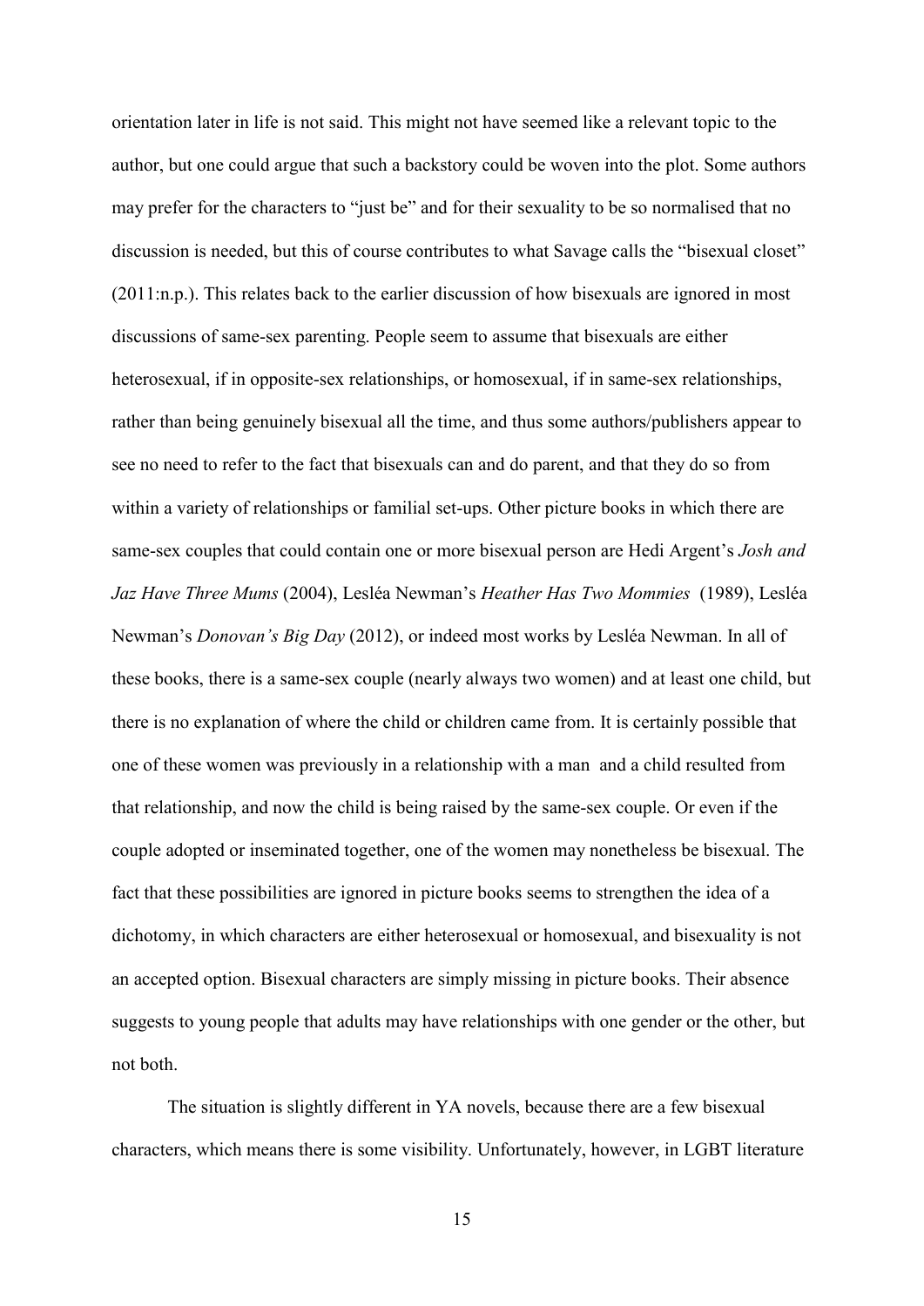orientation later in life is not said. This might not have seemed like a relevant topic to the author, but one could argue that such a backstory could be woven into the plot. Some authors may prefer for the characters to "just be" and for their sexuality to be so normalised that no discussion is needed, but this of course contributes to what Savage calls the "bisexual closet" (2011:n.p.). This relates back to the earlier discussion of how bisexuals are ignored in most discussions of same-sex parenting. People seem to assume that bisexuals are either heterosexual, if in opposite-sex relationships, or homosexual, if in same-sex relationships, rather than being genuinely bisexual all the time, and thus some authors/publishers appear to see no need to refer to the fact that bisexuals can and do parent, and that they do so from within a variety of relationships or familial set-ups. Other picture books in which there are same-sex couples that could contain one or more bisexual person are Hedi Argent's *Josh and Jaz Have Three Mums* (2004), Lesléa Newman's *Heather Has Two Mommies* (1989), Lesléa Newman's *Donovan's Big Day* (2012), or indeed most works by Lesléa Newman. In all of these books, there is a same-sex couple (nearly always two women) and at least one child, but there is no explanation of where the child or children came from. It is certainly possible that one of these women was previously in a relationship with a man and a child resulted from that relationship, and now the child is being raised by the same-sex couple. Or even if the couple adopted or inseminated together, one of the women may nonetheless be bisexual. The fact that these possibilities are ignored in picture books seems to strengthen the idea of a dichotomy, in which characters are either heterosexual or homosexual, and bisexuality is not an accepted option. Bisexual characters are simply missing in picture books. Their absence suggests to young people that adults may have relationships with one gender or the other, but not both.

The situation is slightly different in YA novels, because there are a few bisexual characters, which means there is some visibility. Unfortunately, however, in LGBT literature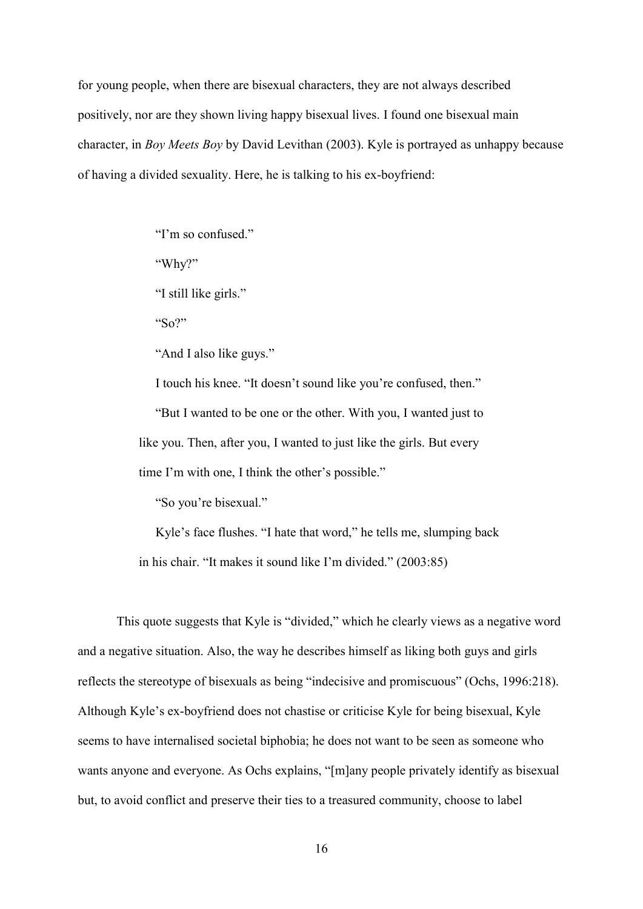for young people, when there are bisexual characters, they are not always described positively, nor are they shown living happy bisexual lives. I found one bisexual main character, in *Boy Meets Boy* by David Levithan (2003). Kyle is portrayed as unhappy because of having a divided sexuality. Here, he is talking to his ex-boyfriend:

> "I'm so confused."
>
> "Why?"
>
> "I still like girls."
>
> "So?"
>
> "And I also like guys."
>
> I touch his knee. "It doesn't sound like you're confused, then."
>
> "But I wanted to be one or the other. With you, I wanted just to like you. Then, after you, I wanted to just like the girls. But every time I'm with one, I think the other's possible."
>
> "So you're bisexual."
>
> Kyle's face flushes. "I hate that word," he tells me, slumping back in his chair. "It makes it sound like I'm divided." (2003:85)

This quote suggests that Kyle is "divided," which he clearly views as a negative word and a negative situation. Also, the way he describes himself as liking both guys and girls reflects the stereotype of bisexuals as being "indecisive and promiscuous" (Ochs, 1996:218). Although Kyle's ex-boyfriend does not chastise or criticise Kyle for being bisexual, Kyle seems to have internalised societal biphobia; he does not want to be seen as someone who wants anyone and everyone. As Ochs explains, "[m]any people privately identify as bisexual but, to avoid conflict and preserve their ties to a treasured community, choose to label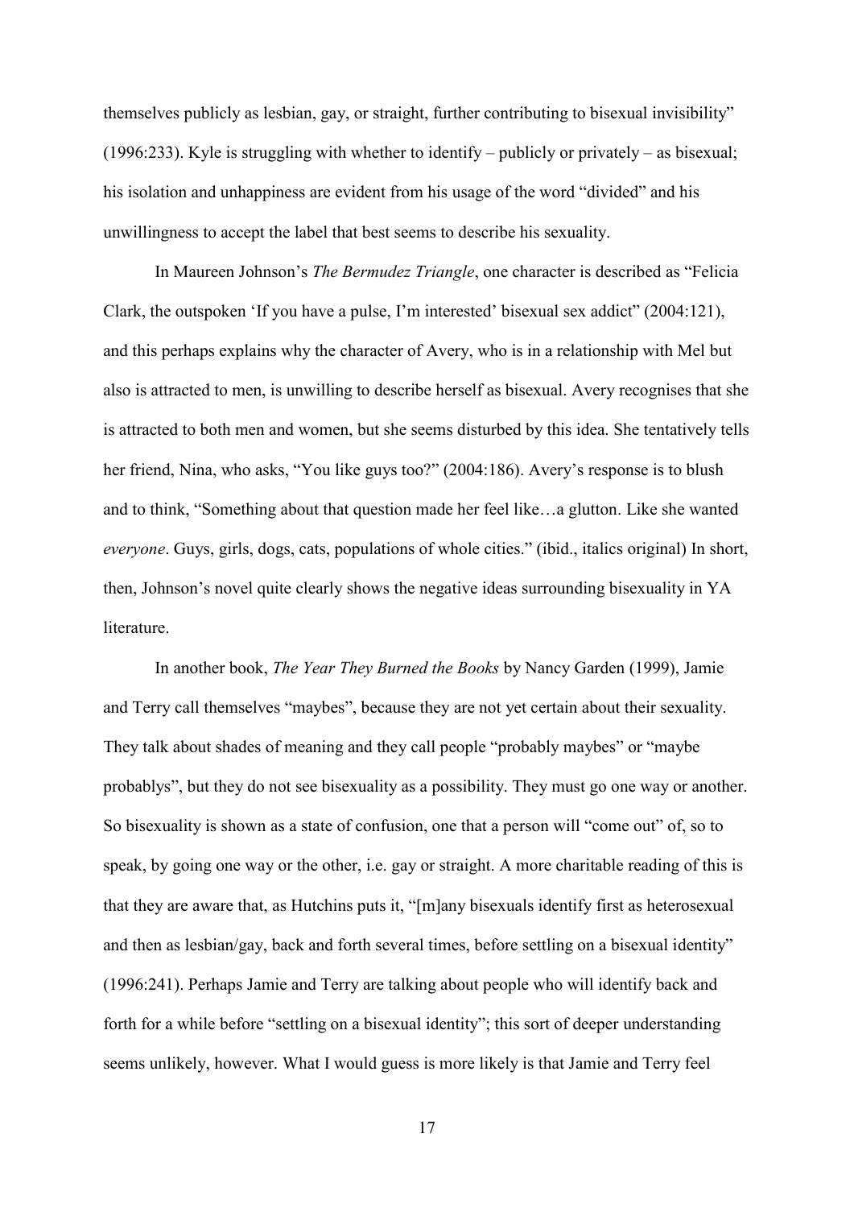themselves publicly as lesbian, gay, or straight, further contributing to bisexual invisibility" (1996:233). Kyle is struggling with whether to identify – publicly or privately – as bisexual; his isolation and unhappiness are evident from his usage of the word "divided" and his unwillingness to accept the label that best seems to describe his sexuality.

In Maureen Johnson's *The Bermudez Triangle*, one character is described as "Felicia Clark, the outspoken 'If you have a pulse, I'm interested' bisexual sex addict" (2004:121), and this perhaps explains why the character of Avery, who is in a relationship with Mel but also is attracted to men, is unwilling to describe herself as bisexual. Avery recognises that she is attracted to both men and women, but she seems disturbed by this idea. She tentatively tells her friend, Nina, who asks, "You like guys too?" (2004:186). Avery's response is to blush and to think, "Something about that question made her feel like…a glutton. Like she wanted *everyone*. Guys, girls, dogs, cats, populations of whole cities." (ibid., italics original) In short, then, Johnson's novel quite clearly shows the negative ideas surrounding bisexuality in YA literature.

In another book, *The Year They Burned the Books* by Nancy Garden (1999), Jamie and Terry call themselves "maybes", because they are not yet certain about their sexuality. They talk about shades of meaning and they call people "probably maybes" or "maybe probablys", but they do not see bisexuality as a possibility. They must go one way or another. So bisexuality is shown as a state of confusion, one that a person will "come out" of, so to speak, by going one way or the other, i.e. gay or straight. A more charitable reading of this is that they are aware that, as Hutchins puts it, "[m]any bisexuals identify first as heterosexual and then as lesbian/gay, back and forth several times, before settling on a bisexual identity" (1996:241). Perhaps Jamie and Terry are talking about people who will identify back and forth for a while before "settling on a bisexual identity"; this sort of deeper understanding seems unlikely, however. What I would guess is more likely is that Jamie and Terry feel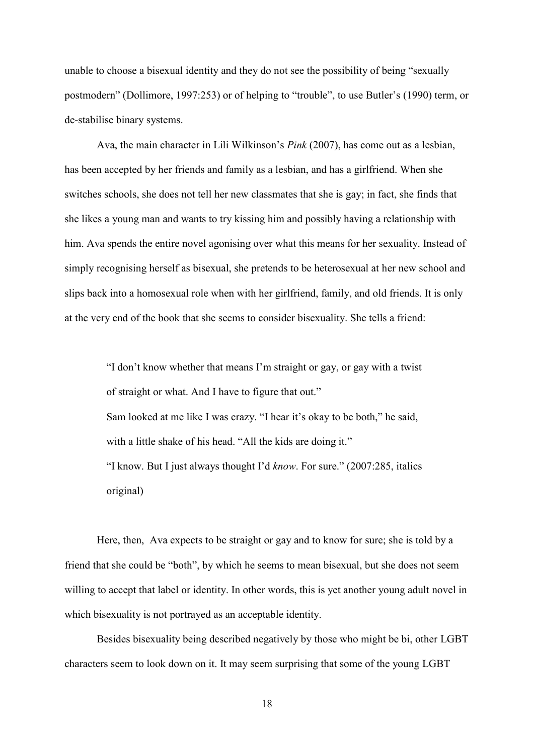unable to choose a bisexual identity and they do not see the possibility of being "sexually postmodern" (Dollimore, 1997:253) or of helping to "trouble", to use Butler's (1990) term, or de-stabilise binary systems.

Ava, the main character in Lili Wilkinson's *Pink* (2007), has come out as a lesbian, has been accepted by her friends and family as a lesbian, and has a girlfriend. When she switches schools, she does not tell her new classmates that she is gay; in fact, she finds that she likes a young man and wants to try kissing him and possibly having a relationship with him. Ava spends the entire novel agonising over what this means for her sexuality. Instead of simply recognising herself as bisexual, she pretends to be heterosexual at her new school and slips back into a homosexual role when with her girlfriend, family, and old friends. It is only at the very end of the book that she seems to consider bisexuality. She tells a friend:

> "I don't know whether that means I'm straight or gay, or gay with a twist of straight or what. And I have to figure that out."
> Sam looked at me like I was crazy. "I hear it's okay to be both," he said, with a little shake of his head. "All the kids are doing it."
> "I know. But I just always thought I'd *know*. For sure." (2007:285, italics original)

Here, then, Ava expects to be straight or gay and to know for sure; she is told by a friend that she could be "both", by which he seems to mean bisexual, but she does not seem willing to accept that label or identity. In other words, this is yet another young adult novel in which bisexuality is not portrayed as an acceptable identity.

Besides bisexuality being described negatively by those who might be bi, other LGBT characters seem to look down on it. It may seem surprising that some of the young LGBT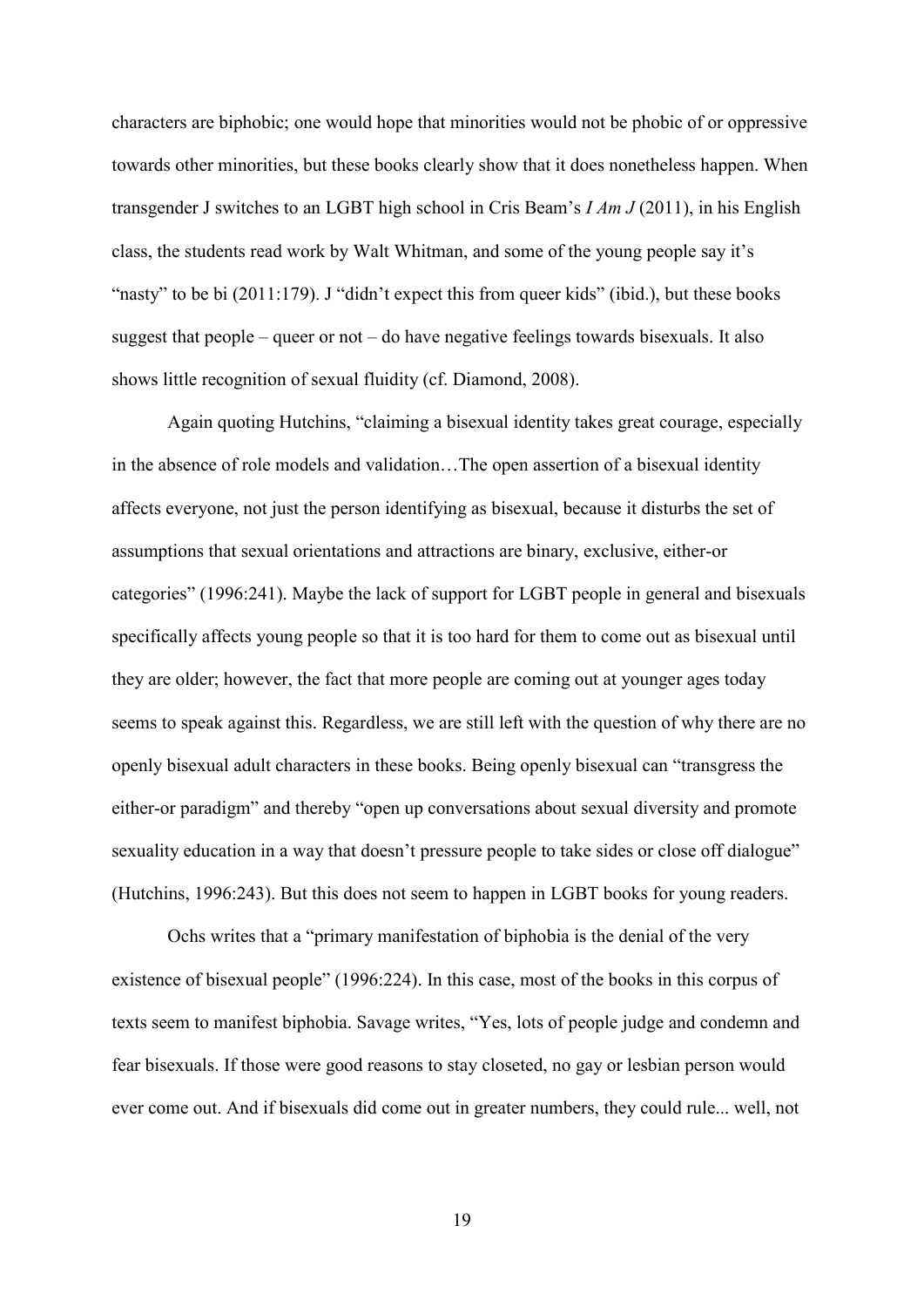characters are biphobic; one would hope that minorities would not be phobic of or oppressive towards other minorities, but these books clearly show that it does nonetheless happen. When transgender J switches to an LGBT high school in Cris Beam's *I Am J* (2011), in his English class, the students read work by Walt Whitman, and some of the young people say it's "nasty" to be bi (2011:179). J "didn't expect this from queer kids" (ibid.), but these books suggest that people – queer or not – do have negative feelings towards bisexuals. It also shows little recognition of sexual fluidity (cf. Diamond, 2008).

Again quoting Hutchins, "claiming a bisexual identity takes great courage, especially in the absence of role models and validation…The open assertion of a bisexual identity affects everyone, not just the person identifying as bisexual, because it disturbs the set of assumptions that sexual orientations and attractions are binary, exclusive, either-or categories" (1996:241). Maybe the lack of support for LGBT people in general and bisexuals specifically affects young people so that it is too hard for them to come out as bisexual until they are older; however, the fact that more people are coming out at younger ages today seems to speak against this. Regardless, we are still left with the question of why there are no openly bisexual adult characters in these books. Being openly bisexual can "transgress the either-or paradigm" and thereby "open up conversations about sexual diversity and promote sexuality education in a way that doesn't pressure people to take sides or close off dialogue" (Hutchins, 1996:243). But this does not seem to happen in LGBT books for young readers.

Ochs writes that a "primary manifestation of biphobia is the denial of the very existence of bisexual people" (1996:224). In this case, most of the books in this corpus of texts seem to manifest biphobia. Savage writes, "Yes, lots of people judge and condemn and fear bisexuals. If those were good reasons to stay closeted, no gay or lesbian person would ever come out. And if bisexuals did come out in greater numbers, they could rule... well, not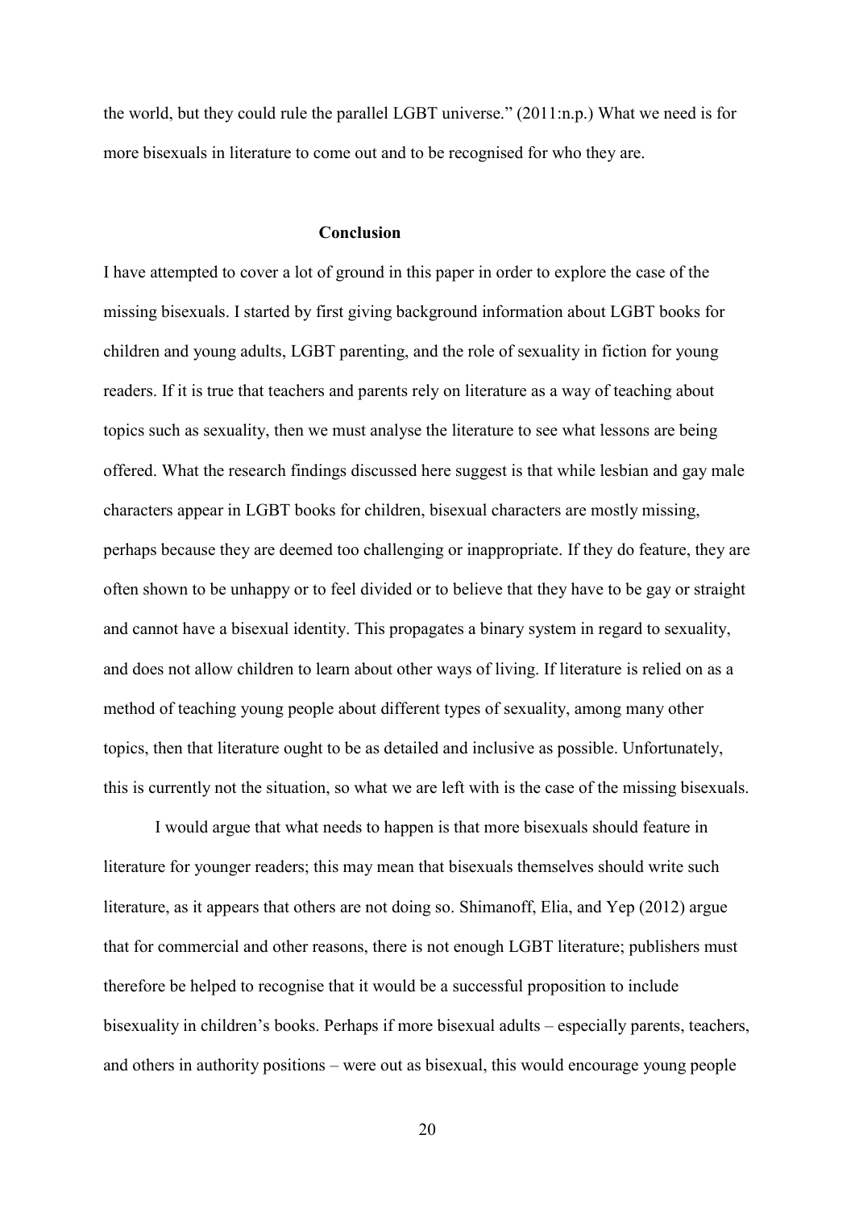the world, but they could rule the parallel LGBT universe." (2011:n.p.) What we need is for more bisexuals in literature to come out and to be recognised for who they are.

## Conclusion

I have attempted to cover a lot of ground in this paper in order to explore the case of the missing bisexuals. I started by first giving background information about LGBT books for children and young adults, LGBT parenting, and the role of sexuality in fiction for young readers. If it is true that teachers and parents rely on literature as a way of teaching about topics such as sexuality, then we must analyse the literature to see what lessons are being offered. What the research findings discussed here suggest is that while lesbian and gay male characters appear in LGBT books for children, bisexual characters are mostly missing, perhaps because they are deemed too challenging or inappropriate. If they do feature, they are often shown to be unhappy or to feel divided or to believe that they have to be gay or straight and cannot have a bisexual identity. This propagates a binary system in regard to sexuality, and does not allow children to learn about other ways of living. If literature is relied on as a method of teaching young people about different types of sexuality, among many other topics, then that literature ought to be as detailed and inclusive as possible. Unfortunately, this is currently not the situation, so what we are left with is the case of the missing bisexuals.

I would argue that what needs to happen is that more bisexuals should feature in literature for younger readers; this may mean that bisexuals themselves should write such literature, as it appears that others are not doing so. Shimanoff, Elia, and Yep (2012) argue that for commercial and other reasons, there is not enough LGBT literature; publishers must therefore be helped to recognise that it would be a successful proposition to include bisexuality in children's books. Perhaps if more bisexual adults – especially parents, teachers, and others in authority positions – were out as bisexual, this would encourage young people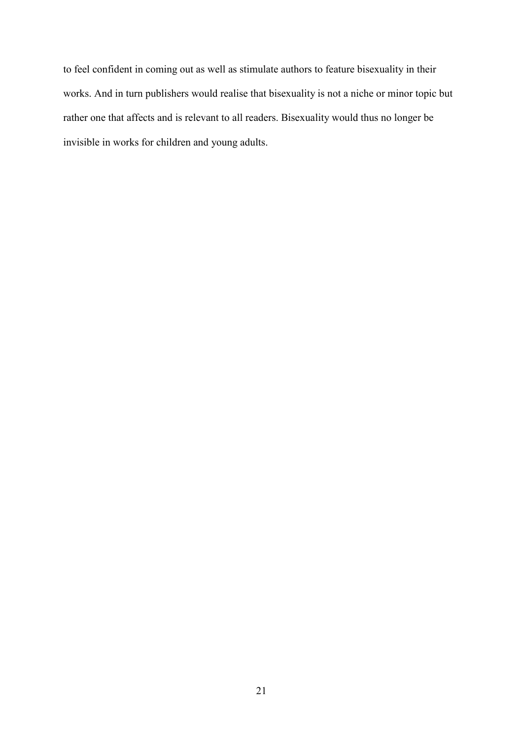to feel confident in coming out as well as stimulate authors to feature bisexuality in their works. And in turn publishers would realise that bisexuality is not a niche or minor topic but rather one that affects and is relevant to all readers. Bisexuality would thus no longer be invisible in works for children and young adults.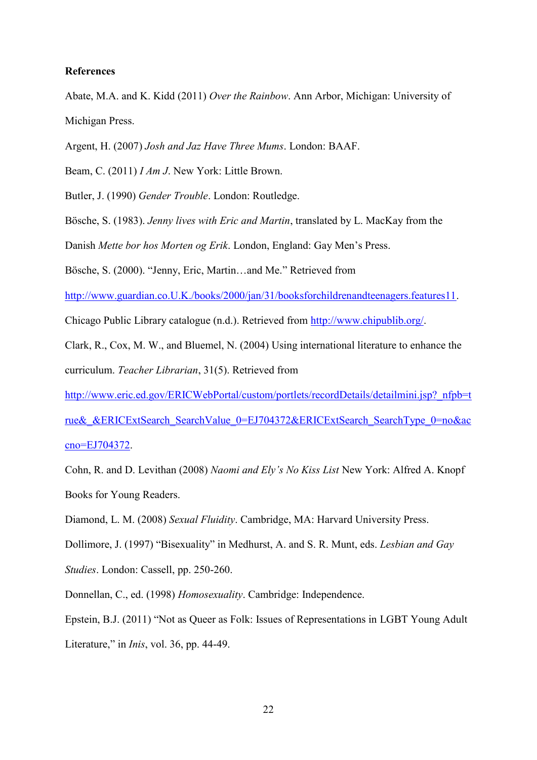**References**

Abate, M.A. and K. Kidd (2011) *Over the Rainbow*. Ann Arbor, Michigan: University of Michigan Press.

Argent, H. (2007) *Josh and Jaz Have Three Mums*. London: BAAF.

Beam, C. (2011) *I Am J*. New York: Little Brown.

Butler, J. (1990) *Gender Trouble*. London: Routledge.

Bösche, S. (1983). *Jenny lives with Eric and Martin*, translated by L. MacKay from the Danish *Mette bor hos Morten og Erik*. London, England: Gay Men's Press.

Bösche, S. (2000). "Jenny, Eric, Martin…and Me." Retrieved from http://www.guardian.co.U.K./books/2000/jan/31/booksforchildrenandteenagers.features11.

Chicago Public Library catalogue (n.d.). Retrieved from http://www.chipublib.org/.

Clark, R., Cox, M. W., and Bluemel, N. (2004) Using international literature to enhance the curriculum. *Teacher Librarian*, 31(5). Retrieved from http://www.eric.ed.gov/ERICWebPortal/custom/portlets/recordDetails/detailmini.jsp?_nfpb=true&_&ERICExtSearch_SearchValue_0=EJ704372&ERICExtSearch_SearchType_0=no&accno=EJ704372.

Cohn, R. and D. Levithan (2008) *Naomi and Ely's No Kiss List* New York: Alfred A. Knopf Books for Young Readers.

Diamond, L. M. (2008) *Sexual Fluidity*. Cambridge, MA: Harvard University Press.

Dollimore, J. (1997) "Bisexuality" in Medhurst, A. and S. R. Munt, eds. *Lesbian and Gay Studies*. London: Cassell, pp. 250-260.

Donnellan, C., ed. (1998) *Homosexuality*. Cambridge: Independence.

Epstein, B.J. (2011) "Not as Queer as Folk: Issues of Representations in LGBT Young Adult Literature," in *Inis*, vol. 36, pp. 44-49.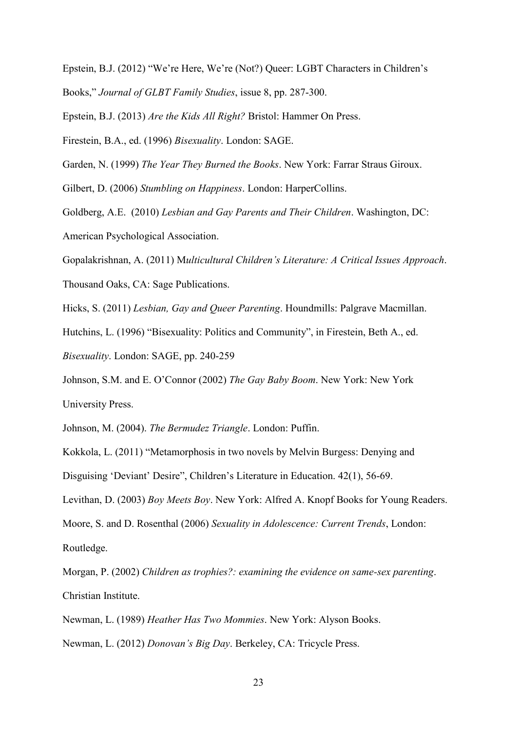Epstein, B.J. (2012) "We're Here, We're (Not?) Queer: LGBT Characters in Children's Books," *Journal of GLBT Family Studies*, issue 8, pp. 287-300.

Epstein, B.J. (2013) *Are the Kids All Right?* Bristol: Hammer On Press.

Firestein, B.A., ed. (1996) *Bisexuality*. London: SAGE.

Garden, N. (1999) *The Year They Burned the Books*. New York: Farrar Straus Giroux.

Gilbert, D. (2006) *Stumbling on Happiness*. London: HarperCollins.

Goldberg, A.E. (2010) *Lesbian and Gay Parents and Their Children*. Washington, DC: American Psychological Association.

Gopalakrishnan, A. (2011) M*ulticultural Children's Literature: A Critical Issues Approach*. Thousand Oaks, CA: Sage Publications.

Hicks, S. (2011) *Lesbian, Gay and Queer Parenting*. Houndmills: Palgrave Macmillan.

Hutchins, L. (1996) "Bisexuality: Politics and Community", in Firestein, Beth A., ed. *Bisexuality*. London: SAGE, pp. 240-259

Johnson, S.M. and E. O'Connor (2002) *The Gay Baby Boom*. New York: New York University Press.

Johnson, M. (2004). *The Bermudez Triangle*. London: Puffin.

Kokkola, L. (2011) "Metamorphosis in two novels by Melvin Burgess: Denying and Disguising 'Deviant' Desire", Children's Literature in Education. 42(1), 56-69.

Levithan, D. (2003) *Boy Meets Boy*. New York: Alfred A. Knopf Books for Young Readers.

Moore, S. and D. Rosenthal (2006) *Sexuality in Adolescence: Current Trends*, London: Routledge.

Morgan, P. (2002) *Children as trophies?: examining the evidence on same-sex parenting*. Christian Institute.

Newman, L. (1989) *Heather Has Two Mommies*. New York: Alyson Books.

Newman, L. (2012) *Donovan's Big Day*. Berkeley, CA: Tricycle Press.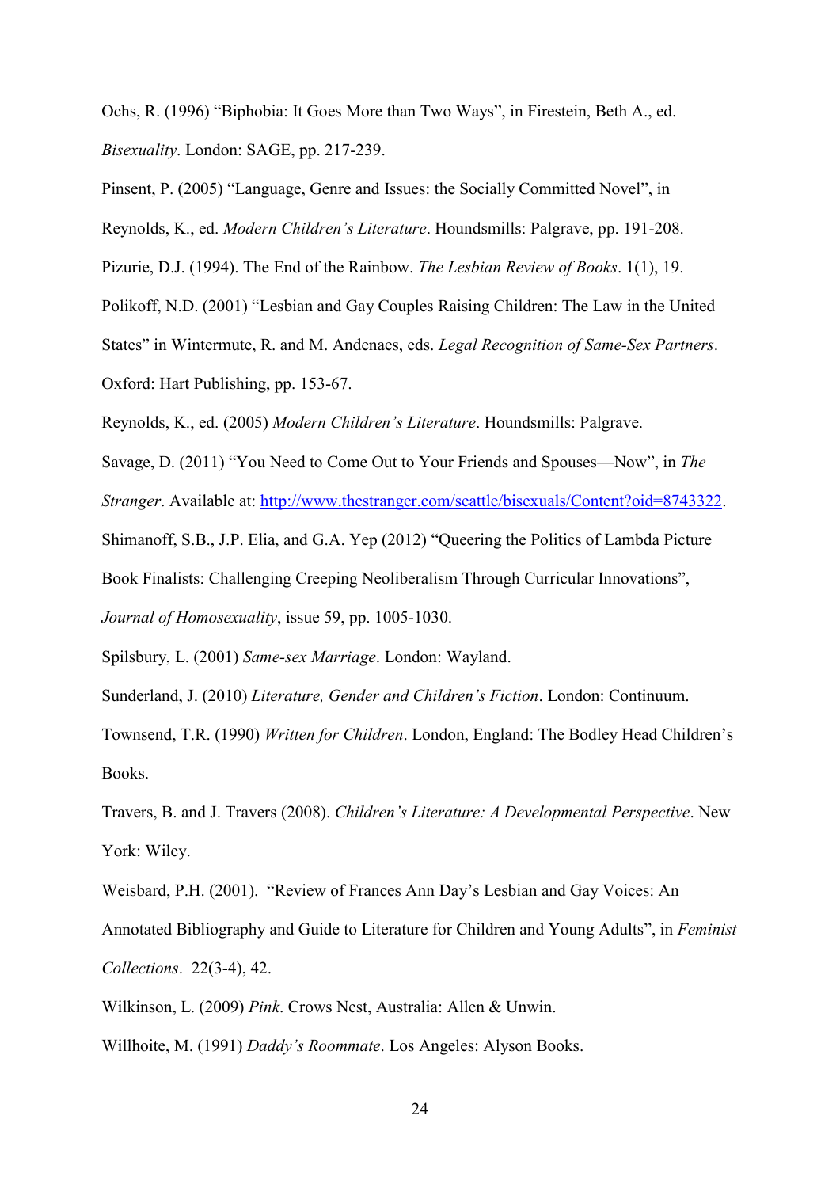Ochs, R. (1996) “Biphobia: It Goes More than Two Ways”, in Firestein, Beth A., ed. *Bisexuality*. London: SAGE, pp. 217-239.

Pinsent, P. (2005) “Language, Genre and Issues: the Socially Committed Novel”, in Reynolds, K., ed. *Modern Children’s Literature*. Houndsmills: Palgrave, pp. 191-208.

Pizurie, D.J. (1994). The End of the Rainbow. *The Lesbian Review of Books*. 1(1), 19.

Polikoff, N.D. (2001) “Lesbian and Gay Couples Raising Children: The Law in the United States” in Wintermute, R. and M. Andenaes, eds. *Legal Recognition of Same-Sex Partners*. Oxford: Hart Publishing, pp. 153-67.

Reynolds, K., ed. (2005) *Modern Children’s Literature*. Houndsmills: Palgrave.

Savage, D. (2011) “You Need to Come Out to Your Friends and Spouses—Now”, in *The Stranger*. Available at: http://www.thestranger.com/seattle/bisexuals/Content?oid=8743322.

Shimanoff, S.B., J.P. Elia, and G.A. Yep (2012) “Queering the Politics of Lambda Picture Book Finalists: Challenging Creeping Neoliberalism Through Curricular Innovations”, *Journal of Homosexuality*, issue 59, pp. 1005-1030.

Spilsbury, L. (2001) *Same-sex Marriage*. London: Wayland.

Sunderland, J. (2010) *Literature, Gender and Children’s Fiction*. London: Continuum.

Townsend, T.R. (1990) *Written for Children*. London, England: The Bodley Head Children’s Books.

Travers, B. and J. Travers (2008). *Children’s Literature: A Developmental Perspective*. New York: Wiley.

Weisbard, P.H. (2001). “Review of Frances Ann Day’s Lesbian and Gay Voices: An Annotated Bibliography and Guide to Literature for Children and Young Adults”, in *Feminist Collections*. 22(3-4), 42.

Wilkinson, L. (2009) *Pink*. Crows Nest, Australia: Allen & Unwin.

Willhoite, M. (1991) *Daddy’s Roommate*. Los Angeles: Alyson Books.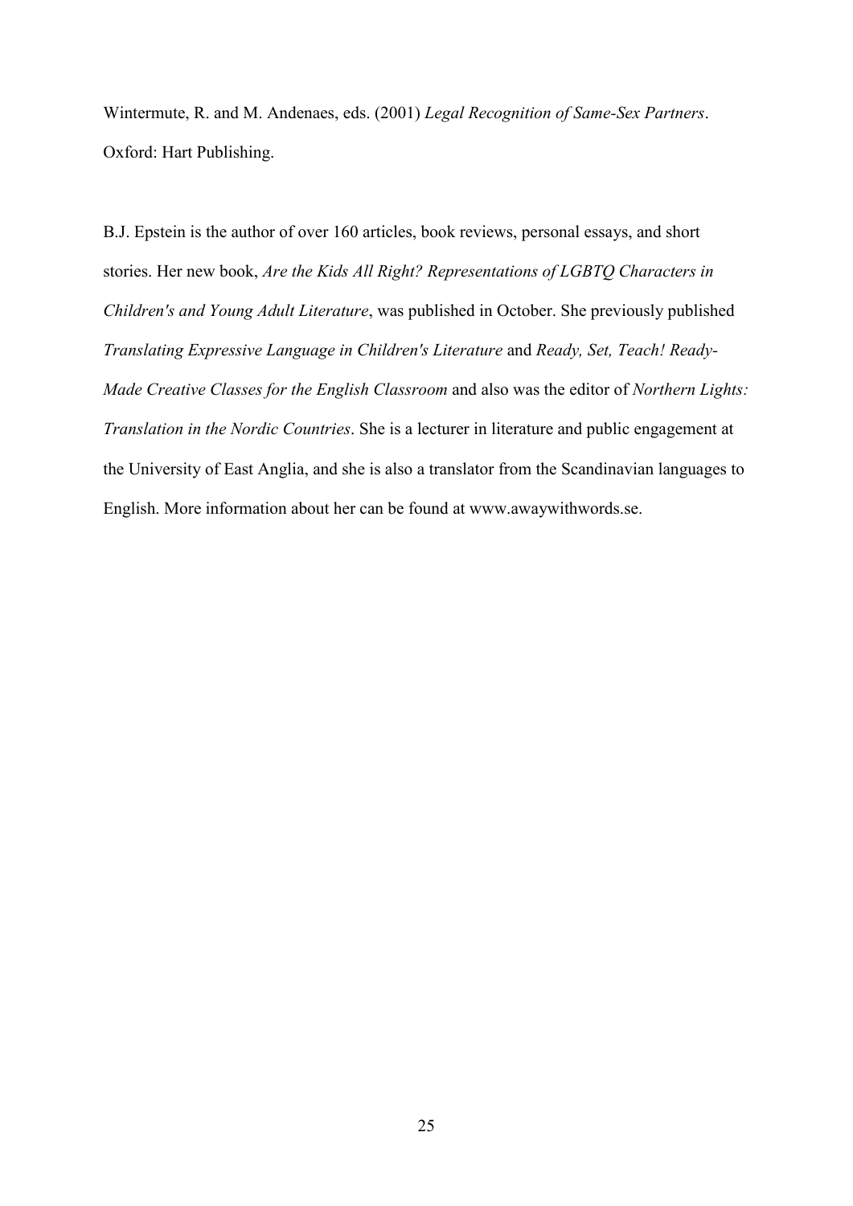Wintermute, R. and M. Andenaes, eds. (2001) *Legal Recognition of Same-Sex Partners*. Oxford: Hart Publishing.

B.J. Epstein is the author of over 160 articles, book reviews, personal essays, and short stories. Her new book, *Are the Kids All Right? Representations of LGBTQ Characters in Children's and Young Adult Literature*, was published in October. She previously published *Translating Expressive Language in Children's Literature* and *Ready, Set, Teach! Ready-Made Creative Classes for the English Classroom* and also was the editor of *Northern Lights: Translation in the Nordic Countries*. She is a lecturer in literature and public engagement at the University of East Anglia, and she is also a translator from the Scandinavian languages to English. More information about her can be found at www.awaywithwords.se.